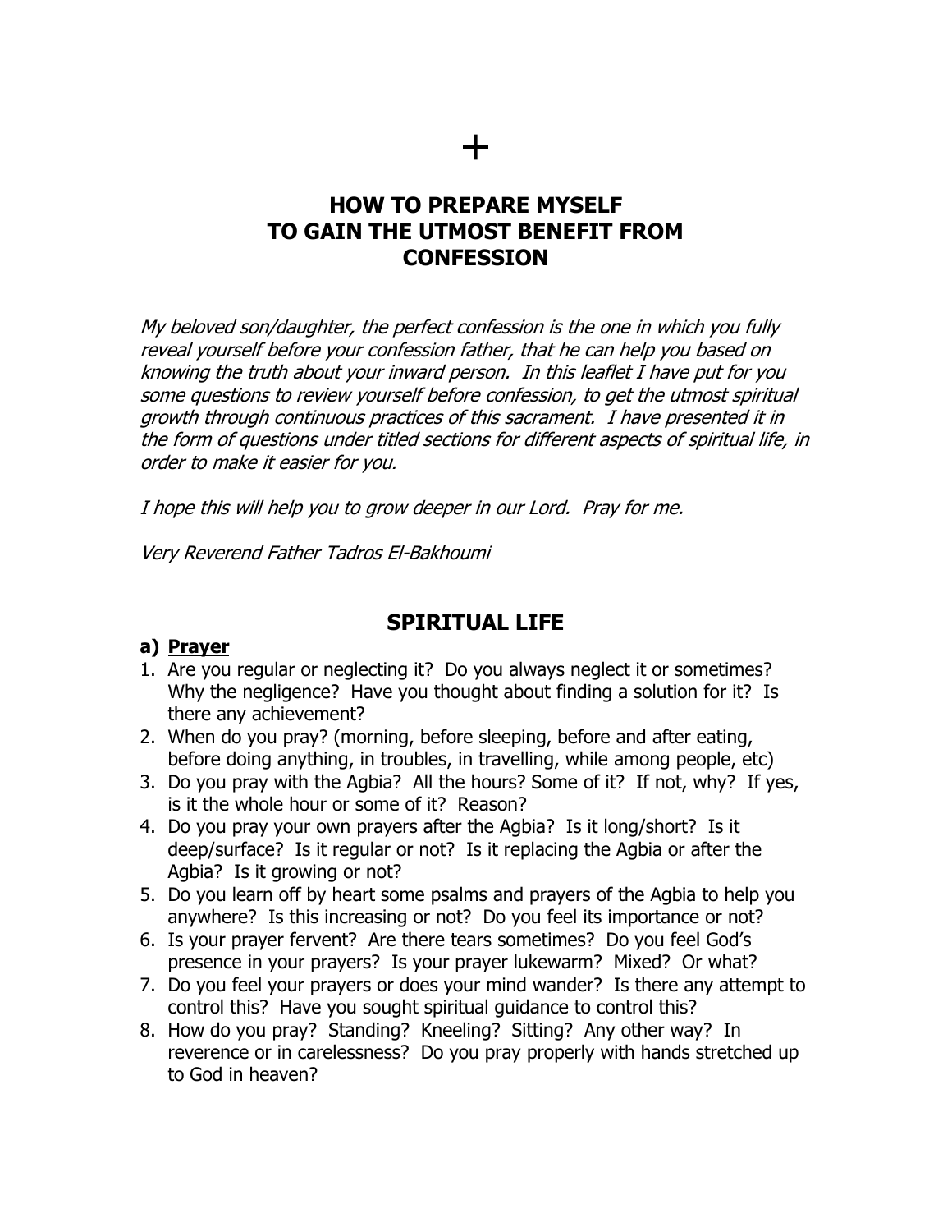+

# HOW TO PREPARE MYSELF TO GAIN THE UTMOST BENEFIT FROM CONFESSION

*My beloved son/daughter, the perfect confession is the one in which you fully reveal yourself before your confession father, that he can help you based on knowing the truth about your inward person. In this leaflet I have put for you some questions to review yourself before confession, to get the utmost spiritual growth through continuous practices of this sacrament. I have presented it in the form of questions under titled sections for different aspects of spiritual life, in order to make it easier for you.*

*I hope this will help you to grow deeper in our Lord. Pray for me.*

*Very Reverend Father Tadros El-Bakhoumi*

## SPIRITUAL LIFE

### a) Prayer

1. Are you regular or neglecting it? Do you always neglect it or sometimes? Why the negligence? Have you thought about finding a solution for it? Is there any achievement?
2. When do you pray? (morning, before sleeping, before and after eating, before doing anything, in troubles, in travelling, while among people, etc)
3. Do you pray with the Agbia? All the hours? Some of it? If not, why? If yes, is it the whole hour or some of it? Reason?
4. Do you pray your own prayers after the Agbia? Is it long/short? Is it deep/surface? Is it regular or not? Is it replacing the Agbia or after the Agbia? Is it growing or not?
5. Do you learn off by heart some psalms and prayers of the Agbia to help you anywhere? Is this increasing or not? Do you feel its importance or not?
6. Is your prayer fervent? Are there tears sometimes? Do you feel God's presence in your prayers? Is your prayer lukewarm? Mixed? Or what?
7. Do you feel your prayers or does your mind wander? Is there any attempt to control this? Have you sought spiritual guidance to control this?
8. How do you pray? Standing? Kneeling? Sitting? Any other way? In reverence or in carelessness? Do you pray properly with hands stretched up to God in heaven?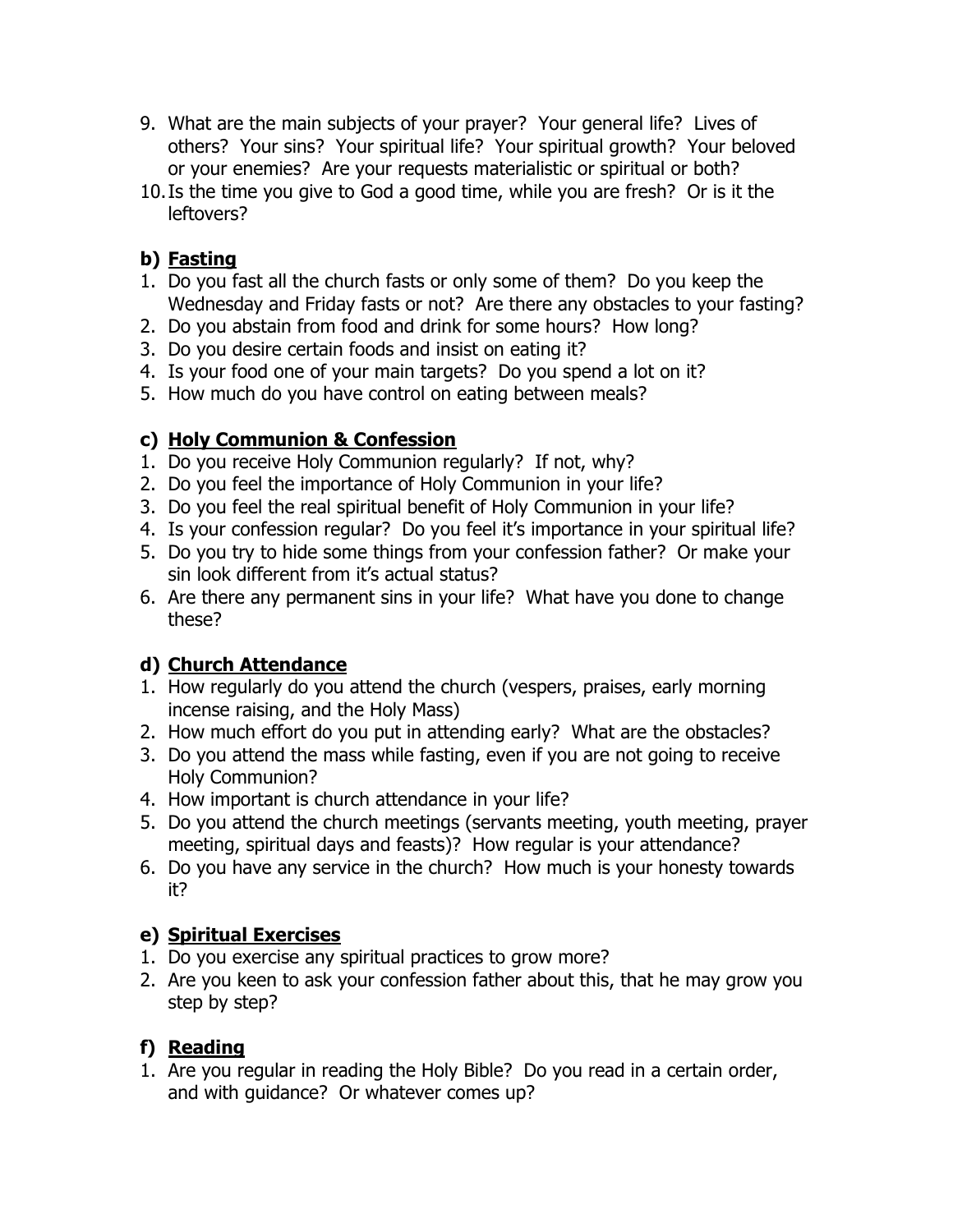9. What are the main subjects of your prayer? Your general life? Lives of others? Your sins? Your spiritual life? Your spiritual growth? Your beloved or your enemies? Are your requests materialistic or spiritual or both?
10. Is the time you give to God a good time, while you are fresh? Or is it the leftovers?

### b) <u>Fasting</u>

1. Do you fast all the church fasts or only some of them? Do you keep the Wednesday and Friday fasts or not? Are there any obstacles to your fasting?
2. Do you abstain from food and drink for some hours? How long?
3. Do you desire certain foods and insist on eating it?
4. Is your food one of your main targets? Do you spend a lot on it?
5. How much do you have control on eating between meals?

### c) <u>Holy Communion & Confession</u>

1. Do you receive Holy Communion regularly? If not, why?
2. Do you feel the importance of Holy Communion in your life?
3. Do you feel the real spiritual benefit of Holy Communion in your life?
4. Is your confession regular? Do you feel it's importance in your spiritual life?
5. Do you try to hide some things from your confession father? Or make your sin look different from it's actual status?
6. Are there any permanent sins in your life? What have you done to change these?

### d) <u>Church Attendance</u>

1. How regularly do you attend the church (vespers, praises, early morning incense raising, and the Holy Mass)
2. How much effort do you put in attending early? What are the obstacles?
3. Do you attend the mass while fasting, even if you are not going to receive Holy Communion?
4. How important is church attendance in your life?
5. Do you attend the church meetings (servants meeting, youth meeting, prayer meeting, spiritual days and feasts)? How regular is your attendance?
6. Do you have any service in the church? How much is your honesty towards it?

### e) <u>Spiritual Exercises</u>

1. Do you exercise any spiritual practices to grow more?
2. Are you keen to ask your confession father about this, that he may grow you step by step?

### f) <u>Reading</u>

1. Are you regular in reading the Holy Bible? Do you read in a certain order, and with guidance? Or whatever comes up?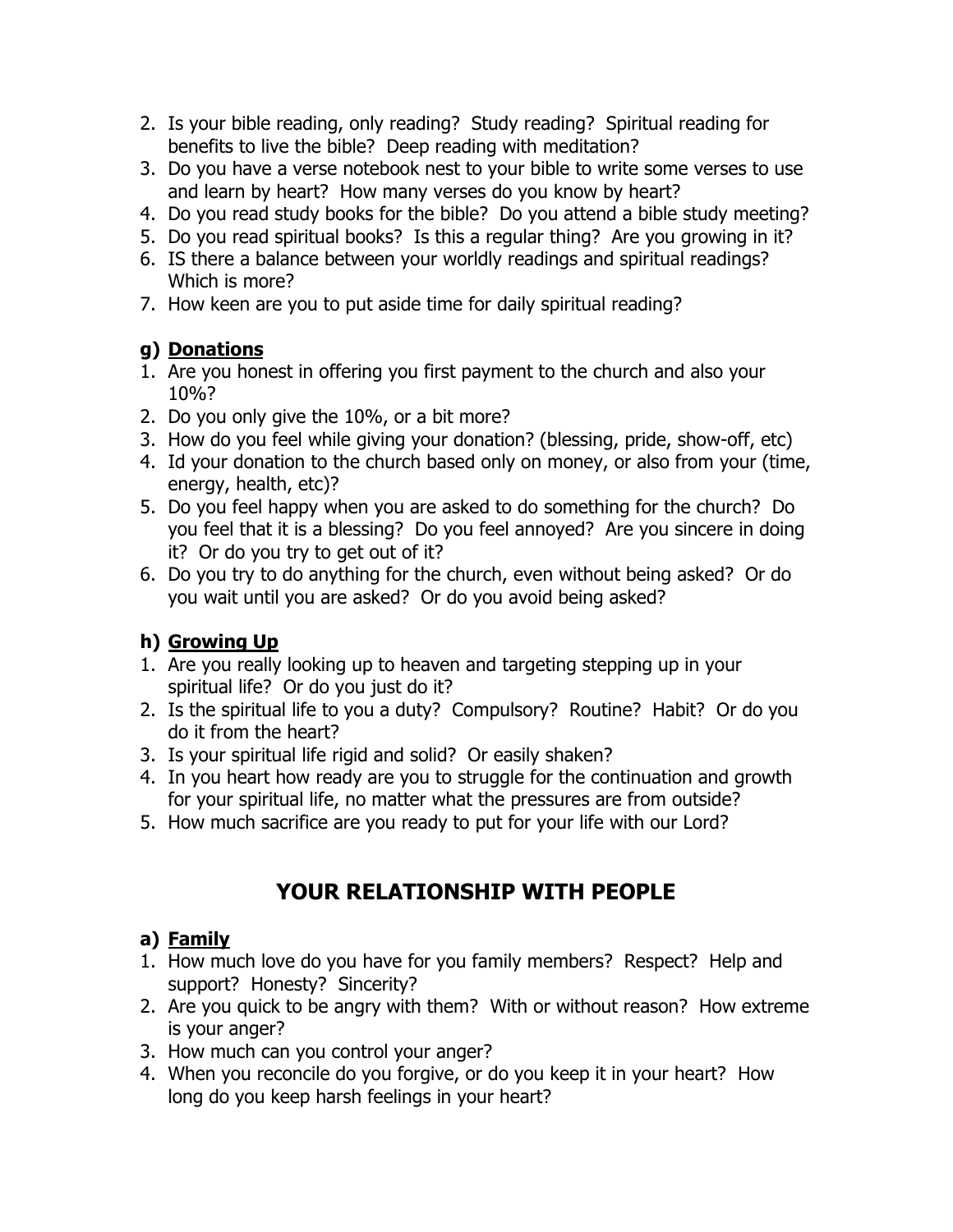2. Is your bible reading, only reading? Study reading? Spiritual reading for benefits to live the bible? Deep reading with meditation?
3. Do you have a verse notebook nest to your bible to write some verses to use and learn by heart? How many verses do you know by heart?
4. Do you read study books for the bible? Do you attend a bible study meeting?
5. Do you read spiritual books? Is this a regular thing? Are you growing in it?
6. IS there a balance between your worldly readings and spiritual readings? Which is more?
7. How keen are you to put aside time for daily spiritual reading?

### g) <u>Donations</u>

1. Are you honest in offering you first payment to the church and also your 10%?
2. Do you only give the 10%, or a bit more?
3. How do you feel while giving your donation? (blessing, pride, show-off, etc)
4. Id your donation to the church based only on money, or also from your (time, energy, health, etc)?
5. Do you feel happy when you are asked to do something for the church? Do you feel that it is a blessing? Do you feel annoyed? Are you sincere in doing it? Or do you try to get out of it?
6. Do you try to do anything for the church, even without being asked? Or do you wait until you are asked? Or do you avoid being asked?

### h) <u>Growing Up</u>

1. Are you really looking up to heaven and targeting stepping up in your spiritual life? Or do you just do it?
2. Is the spiritual life to you a duty? Compulsory? Routine? Habit? Or do you do it from the heart?
3. Is your spiritual life rigid and solid? Or easily shaken?
4. In you heart how ready are you to struggle for the continuation and growth for your spiritual life, no matter what the pressures are from outside?
5. How much sacrifice are you ready to put for your life with our Lord?

## YOUR RELATIONSHIP WITH PEOPLE

### a) <u>Family</u>

1. How much love do you have for you family members? Respect? Help and support? Honesty? Sincerity?
2. Are you quick to be angry with them? With or without reason? How extreme is your anger?
3. How much can you control your anger?
4. When you reconcile do you forgive, or do you keep it in your heart? How long do you keep harsh feelings in your heart?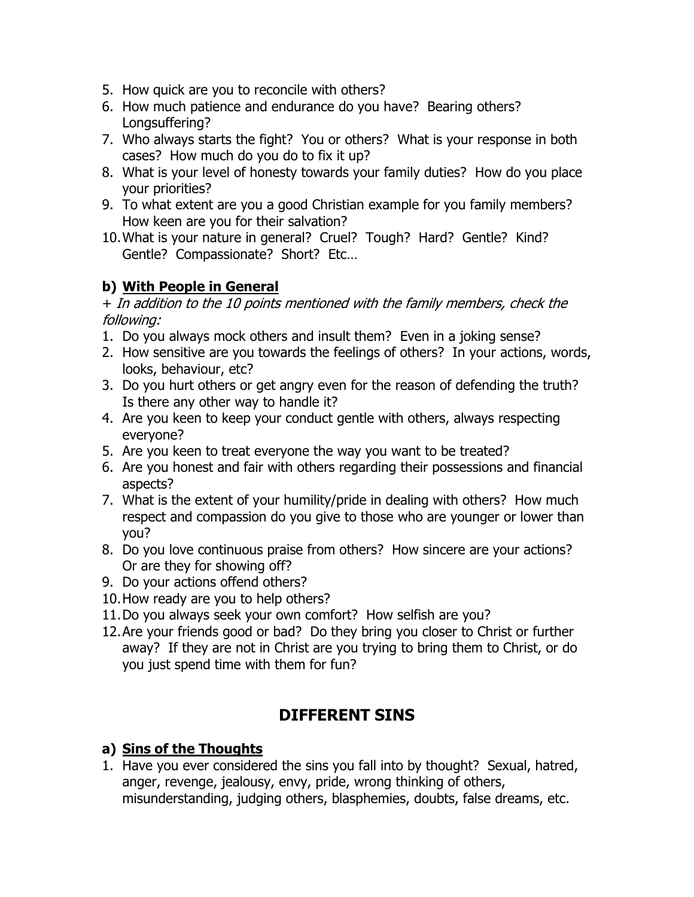5. How quick are you to reconcile with others?
6. How much patience and endurance do you have? Bearing others? Longsuffering?
7. Who always starts the fight? You or others? What is your response in both cases? How much do you do to fix it up?
8. What is your level of honesty towards your family duties? How do you place your priorities?
9. To what extent are you a good Christian example for you family members? How keen are you for their salvation?
10. What is your nature in general? Cruel? Tough? Hard? Gentle? Kind? Gentle? Compassionate? Short? Etc…

### b) <u>With People in General</u>

*+ In addition to the 10 points mentioned with the family members, check the following:*

1. Do you always mock others and insult them? Even in a joking sense?
2. How sensitive are you towards the feelings of others? In your actions, words, looks, behaviour, etc?
3. Do you hurt others or get angry even for the reason of defending the truth? Is there any other way to handle it?
4. Are you keen to keep your conduct gentle with others, always respecting everyone?
5. Are you keen to treat everyone the way you want to be treated?
6. Are you honest and fair with others regarding their possessions and financial aspects?
7. What is the extent of your humility/pride in dealing with others? How much respect and compassion do you give to those who are younger or lower than you?
8. Do you love continuous praise from others? How sincere are your actions? Or are they for showing off?
9. Do your actions offend others?
10. How ready are you to help others?
11. Do you always seek your own comfort? How selfish are you?
12. Are your friends good or bad? Do they bring you closer to Christ or further away? If they are not in Christ are you trying to bring them to Christ, or do you just spend time with them for fun?

## DIFFERENT SINS

### a) <u>Sins of the Thoughts</u>

1. Have you ever considered the sins you fall into by thought? Sexual, hatred, anger, revenge, jealousy, envy, pride, wrong thinking of others, misunderstanding, judging others, blasphemies, doubts, false dreams, etc.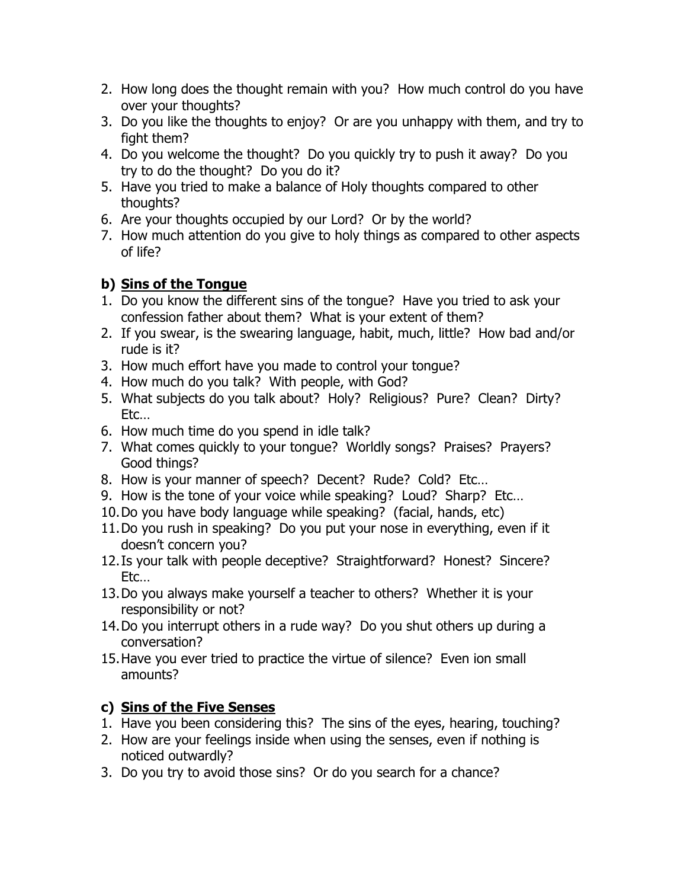2. How long does the thought remain with you? How much control do you have over your thoughts?
3. Do you like the thoughts to enjoy? Or are you unhappy with them, and try to fight them?
4. Do you welcome the thought? Do you quickly try to push it away? Do you try to do the thought? Do you do it?
5. Have you tried to make a balance of Holy thoughts compared to other thoughts?
6. Are your thoughts occupied by our Lord? Or by the world?
7. How much attention do you give to holy things as compared to other aspects of life?

### b) <u>Sins of the Tongue</u>

1. Do you know the different sins of the tongue? Have you tried to ask your confession father about them? What is your extent of them?
2. If you swear, is the swearing language, habit, much, little? How bad and/or rude is it?
3. How much effort have you made to control your tongue?
4. How much do you talk? With people, with God?
5. What subjects do you talk about? Holy? Religious? Pure? Clean? Dirty? Etc…
6. How much time do you spend in idle talk?
7. What comes quickly to your tongue? Worldly songs? Praises? Prayers? Good things?
8. How is your manner of speech? Decent? Rude? Cold? Etc…
9. How is the tone of your voice while speaking? Loud? Sharp? Etc…
10. Do you have body language while speaking? (facial, hands, etc)
11. Do you rush in speaking? Do you put your nose in everything, even if it doesn't concern you?
12. Is your talk with people deceptive? Straightforward? Honest? Sincere? Etc…
13. Do you always make yourself a teacher to others? Whether it is your responsibility or not?
14. Do you interrupt others in a rude way? Do you shut others up during a conversation?
15. Have you ever tried to practice the virtue of silence? Even ion small amounts?

### c) <u>Sins of the Five Senses</u>

1. Have you been considering this? The sins of the eyes, hearing, touching?
2. How are your feelings inside when using the senses, even if nothing is noticed outwardly?
3. Do you try to avoid those sins? Or do you search for a chance?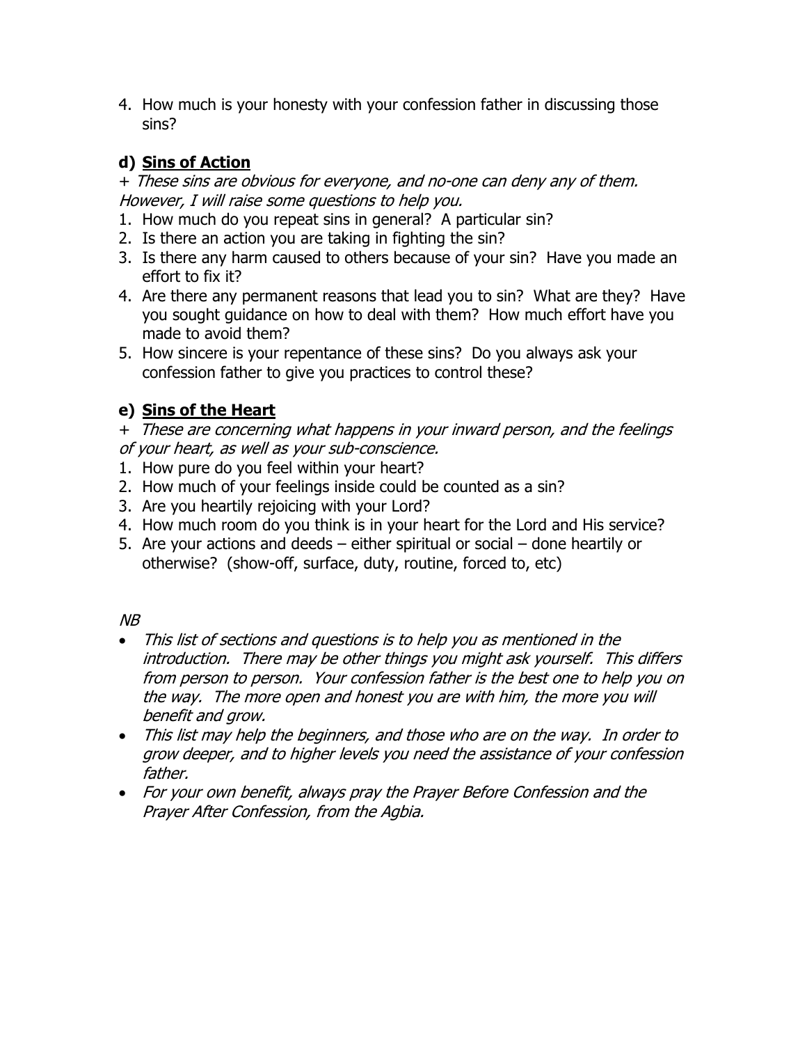4. How much is your honesty with your confession father in discussing those sins?

### d) <u>**Sins of Action**</u>

*+ These sins are obvious for everyone, and no-one can deny any of them. However, I will raise some questions to help you.*

1. How much do you repeat sins in general? A particular sin?
2. Is there an action you are taking in fighting the sin?
3. Is there any harm caused to others because of your sin? Have you made an effort to fix it?
4. Are there any permanent reasons that lead you to sin? What are they? Have you sought guidance on how to deal with them? How much effort have you made to avoid them?
5. How sincere is your repentance of these sins? Do you always ask your confession father to give you practices to control these?

### e) <u>**Sins of the Heart**</u>

*+ These are concerning what happens in your inward person, and the feelings of your heart, as well as your sub-conscience.*

1. How pure do you feel within your heart?
2. How much of your feelings inside could be counted as a sin?
3. Are you heartily rejoicing with your Lord?
4. How much room do you think is in your heart for the Lord and His service?
5. Are your actions and deeds – either spiritual or social – done heartily or otherwise? (show-off, surface, duty, routine, forced to, etc)

*NB*

- *This list of sections and questions is to help you as mentioned in the introduction. There may be other things you might ask yourself. This differs from person to person. Your confession father is the best one to help you on the way. The more open and honest you are with him, the more you will benefit and grow.*
- *This list may help the beginners, and those who are on the way. In order to grow deeper, and to higher levels you need the assistance of your confession father.*
- *For your own benefit, always pray the Prayer Before Confession and the Prayer After Confession, from the Agbia.*